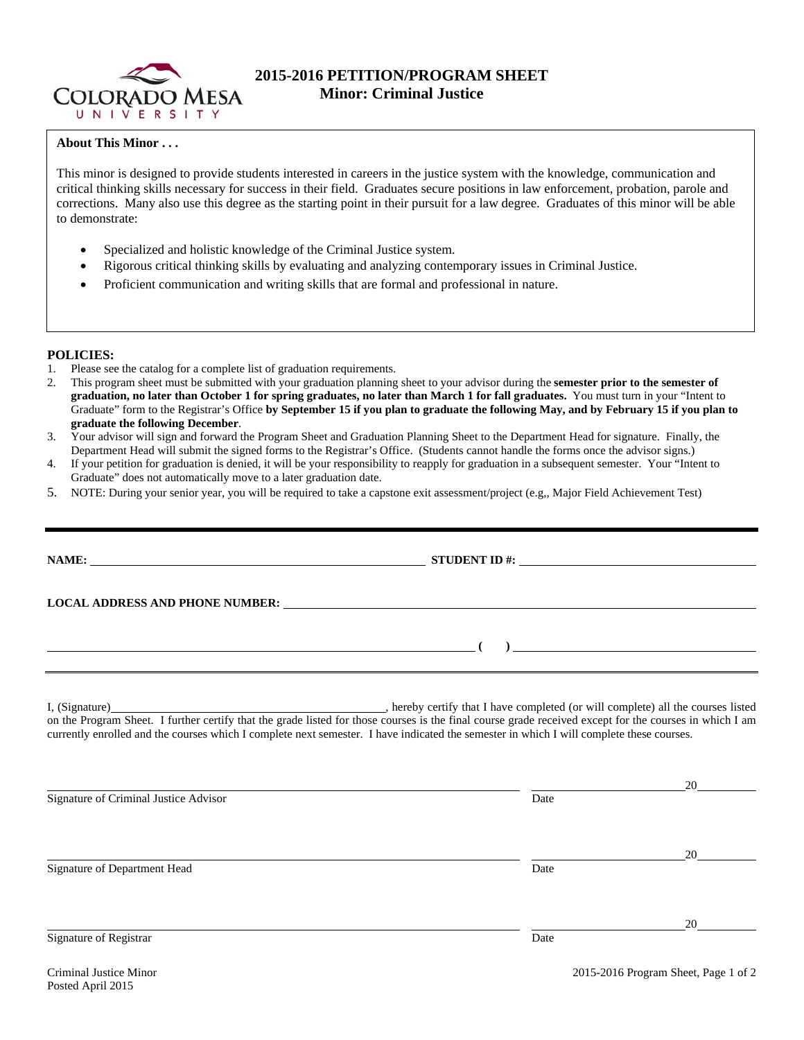# 2015-2016 PETITION/PROGRAM SHEET
## Minor: Criminal Justice

**About This Minor . . .**

This minor is designed to provide students interested in careers in the justice system with the knowledge, communication and critical thinking skills necessary for success in their field. Graduates secure positions in law enforcement, probation, parole and corrections. Many also use this degree as the starting point in their pursuit for a law degree. Graduates of this minor will be able to demonstrate:

- Specialized and holistic knowledge of the Criminal Justice system.
- Rigorous critical thinking skills by evaluating and analyzing contemporary issues in Criminal Justice.
- Proficient communication and writing skills that are formal and professional in nature.

**POLICIES:**

1. Please see the catalog for a complete list of graduation requirements.
2. This program sheet must be submitted with your graduation planning sheet to your advisor during the **semester prior to the semester of graduation, no later than October 1 for spring graduates, no later than March 1 for fall graduates.** You must turn in your "Intent to Graduate" form to the Registrar's Office **by September 15 if you plan to graduate the following May, and by February 15 if you plan to graduate the following December**.
3. Your advisor will sign and forward the Program Sheet and Graduation Planning Sheet to the Department Head for signature. Finally, the Department Head will submit the signed forms to the Registrar's Office. (Students cannot handle the forms once the advisor signs.)
4. If your petition for graduation is denied, it will be your responsibility to reapply for graduation in a subsequent semester. Your "Intent to Graduate" does not automatically move to a later graduation date.
5. NOTE: During your senior year, you will be required to take a capstone exit assessment/project (e.g,, Major Field Achievement Test)

---

**NAME:** ______________________________ **STUDENT ID #:** ______________________________

**LOCAL ADDRESS AND PHONE NUMBER:** ______________________________

______________________________ **( )** ______________________________

I, (Signature)______________________________, hereby certify that I have completed (or will complete) all the courses listed on the Program Sheet. I further certify that the grade listed for those courses is the final course grade received except for the courses in which I am currently enrolled and the courses which I complete next semester. I have indicated the semester in which I will complete these courses.

______________________________ ______________ 20______
Signature of Criminal Justice Advisor — Date

______________________________ ______________ 20______
Signature of Department Head — Date

______________________________ ______________ 20______
Signature of Registrar — Date

Criminal Justice Minor
Posted April 2015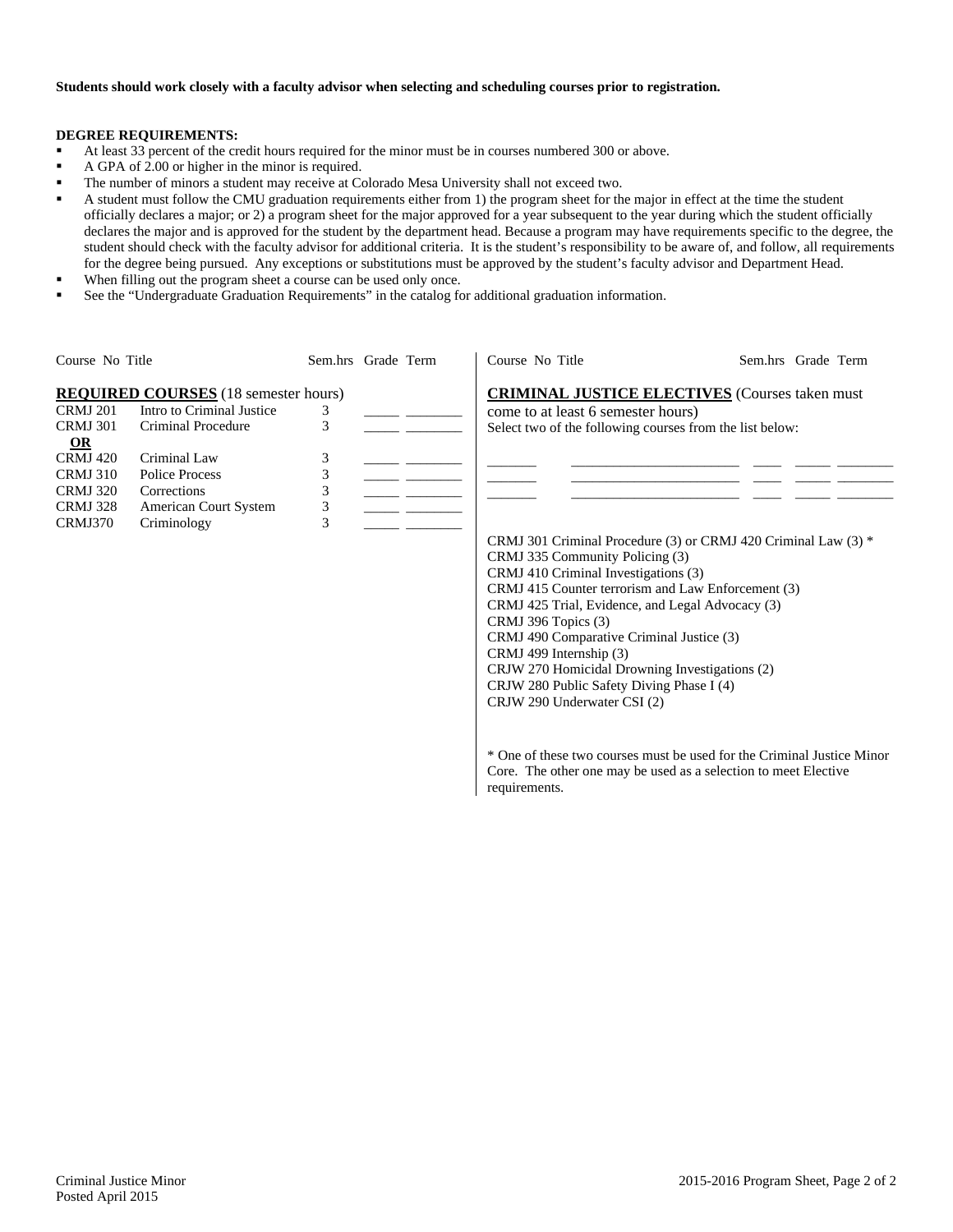**Students should work closely with a faculty advisor when selecting and scheduling courses prior to registration.**

**DEGREE REQUIREMENTS:**

- At least 33 percent of the credit hours required for the minor must be in courses numbered 300 or above.
- A GPA of 2.00 or higher in the minor is required.
- The number of minors a student may receive at Colorado Mesa University shall not exceed two.
- A student must follow the CMU graduation requirements either from 1) the program sheet for the major in effect at the time the student officially declares a major; or 2) a program sheet for the major approved for a year subsequent to the year during which the student officially declares the major and is approved for the student by the department head. Because a program may have requirements specific to the degree, the student should check with the faculty advisor for additional criteria. It is the student's responsibility to be aware of, and follow, all requirements for the degree being pursued. Any exceptions or substitutions must be approved by the student's faculty advisor and Department Head.
- When filling out the program sheet a course can be used only once.
- See the "Undergraduate Graduation Requirements" in the catalog for additional graduation information.

**REQUIRED COURSES** (18 semester hours)

| Course No | Title | Sem.hrs | Grade | Term |
|---|---|---|---|---|
| CRMJ 201 | Intro to Criminal Justice | 3 | _____ | ________ |
| CRMJ 301 | Criminal Procedure | 3 | _____ | ________ |
| **OR** | | | | |
| CRMJ 420 | Criminal Law | 3 | _____ | ________ |
| CRMJ 310 | Police Process | 3 | _____ | ________ |
| CRMJ 320 | Corrections | 3 | _____ | ________ |
| CRMJ 328 | American Court System | 3 | _____ | ________ |
| CRMJ370 | Criminology | 3 | _____ | ________ |

**CRIMINAL JUSTICE ELECTIVES** (Courses taken must come to at least 6 semester hours)

Select two of the following courses from the list below:

| Course No | Title | Sem.hrs | Grade | Term |
|---|---|---|---|---|
| _______ | ________________________ | ____ | _____ | ________ |
| _______ | ________________________ | ____ | _____ | ________ |
| _______ | ________________________ | ____ | _____ | ________ |

CRMJ 301 Criminal Procedure (3) or CRMJ 420 Criminal Law (3) *
CRMJ 335 Community Policing (3)
CRMJ 410 Criminal Investigations (3)
CRMJ 415 Counter terrorism and Law Enforcement (3)
CRMJ 425 Trial, Evidence, and Legal Advocacy (3)
CRMJ 396 Topics (3)
CRMJ 490 Comparative Criminal Justice (3)
CRMJ 499 Internship (3)
CRJW 270 Homicidal Drowning Investigations (2)
CRJW 280 Public Safety Diving Phase I (4)
CRJW 290 Underwater CSI (2)

* One of these two courses must be used for the Criminal Justice Minor Core. The other one may be used as a selection to meet Elective requirements.

Criminal Justice Minor
Posted April 2015